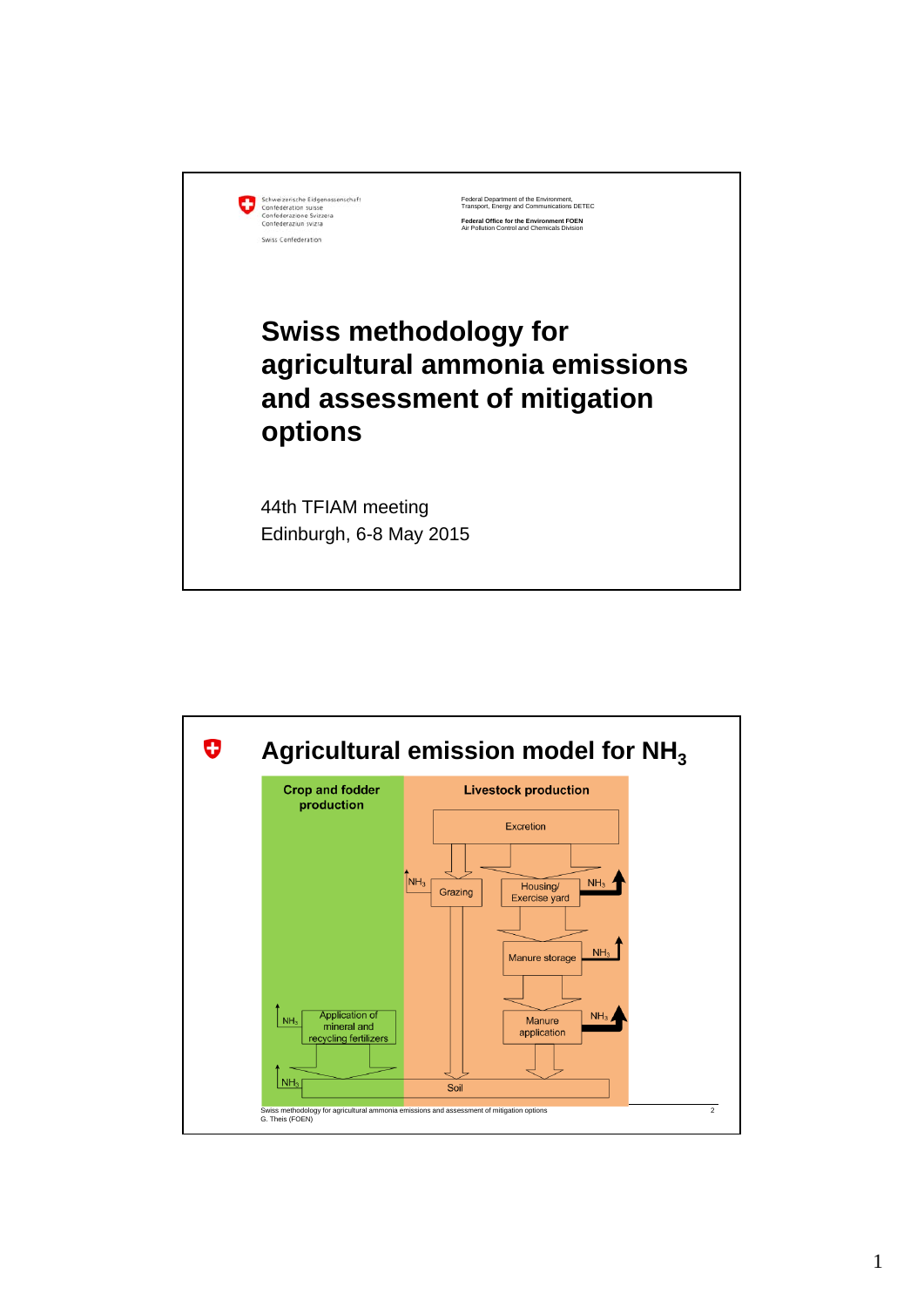Schweizerische Eidgenossenschaft
Confédération suisse
Confederazione Svizzera
Confederaziun svizra

Swiss Confederation

Federal Department of the Environment, Transport, Energy and Communications DETEC

**Federal Office for the Environment FOEN**
Air Pollution Control and Chemicals Division

# Swiss methodology for agricultural ammonia emissions and assessment of mitigation options

44th TFIAM meeting
Edinburgh, 6-8 May 2015

---

# Agricultural emission model for $NH_3$

**Crop and fodder production**

**Livestock production**

Excretion

$NH_3$ Grazing

Housing/ Exercise yard $NH_3$

Manure storage $NH_3$

Manure application $NH_3$

$NH_3$ Application of mineral and recycling fertilizers

$NH_3$ Soil

Swiss methodology for agricultural ammonia emissions and assessment of mitigation options
G. Theis (FOEN)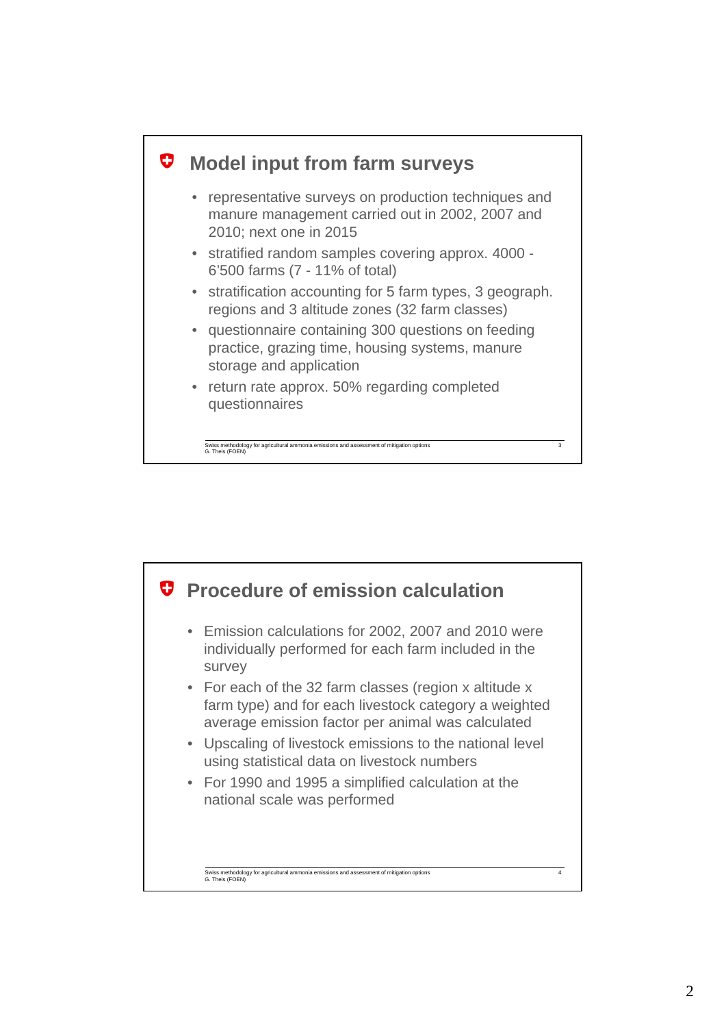## Model input from farm surveys

- representative surveys on production techniques and manure management carried out in 2002, 2007 and 2010; next one in 2015
- stratified random samples covering approx. 4000 - 6'500 farms (7 - 11% of total)
- stratification accounting for 5 farm types, 3 geograph. regions and 3 altitude zones (32 farm classes)
- questionnaire containing 300 questions on feeding practice, grazing time, housing systems, manure storage and application
- return rate approx. 50% regarding completed questionnaires

## Procedure of emission calculation

- Emission calculations for 2002, 2007 and 2010 were individually performed for each farm included in the survey
- For each of the 32 farm classes (region x altitude x farm type) and for each livestock category a weighted average emission factor per animal was calculated
- Upscaling of livestock emissions to the national level using statistical data on livestock numbers
- For 1990 and 1995 a simplified calculation at the national scale was performed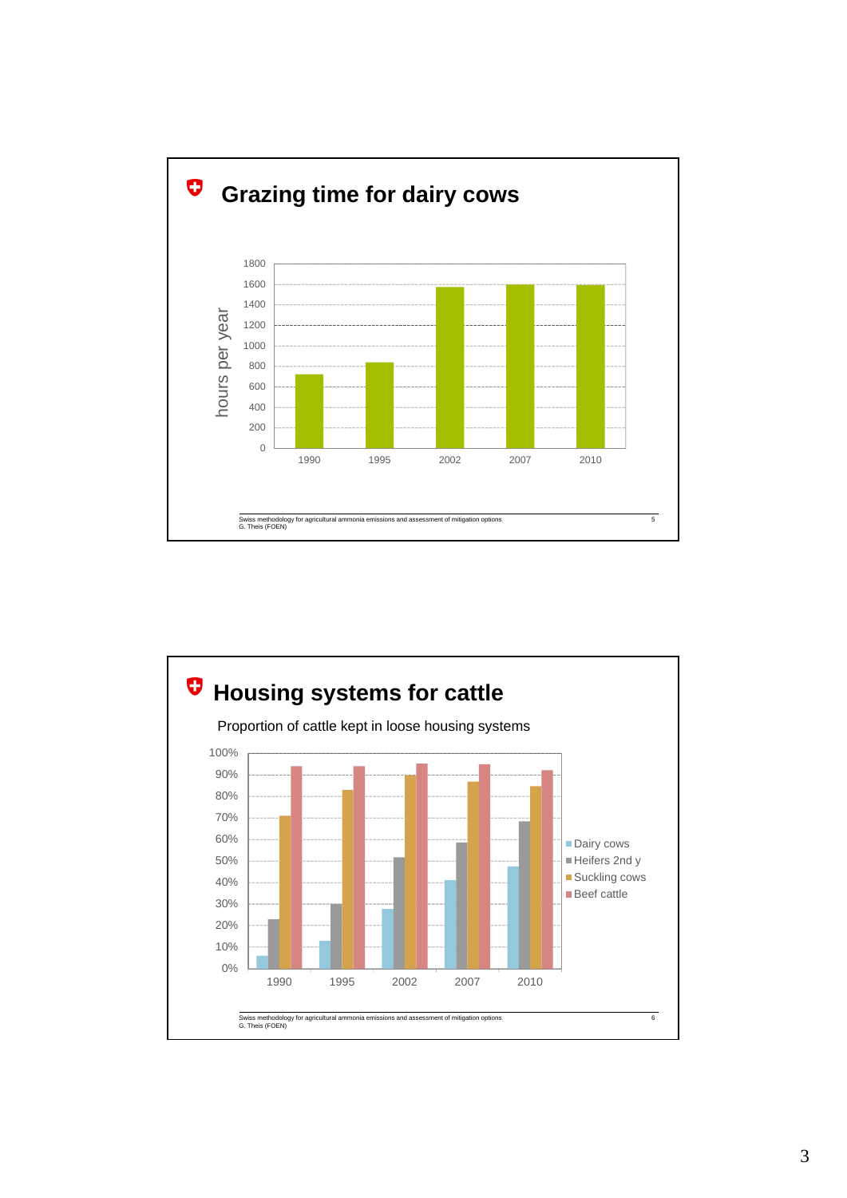# Grazing time for dairy cows

hours per year

1990, 1995, 2002, 2007, 2010

Swiss methodology for agricultural ammonia emissions and assessment of mitigation options
G. Theis (FOEN)

# Housing systems for cattle

Proportion of cattle kept in loose housing systems

Dairy cows, Heifers 2nd y, Suckling cows, Beef cattle

1990, 1995, 2002, 2007, 2010

Swiss methodology for agricultural ammonia emissions and assessment of mitigation options
G. Theis (FOEN)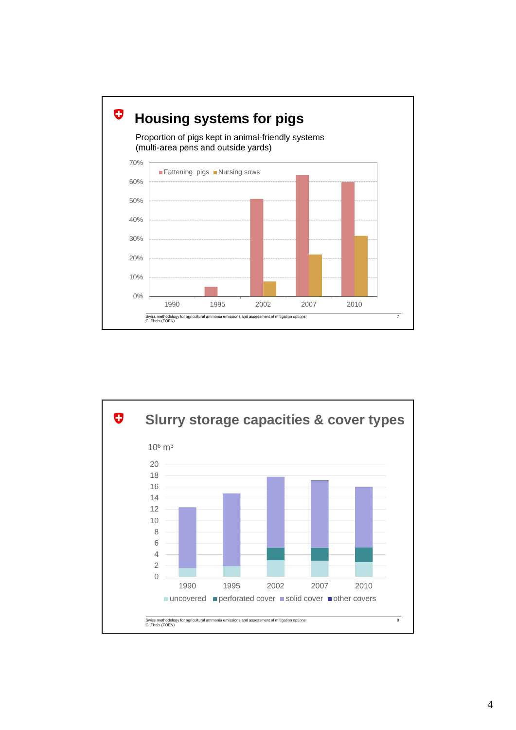## Housing systems for pigs

Proportion of pigs kept in animal-friendly systems
(multi-area pens and outside yards)

| Year | Fattening pigs | Nursing sows |
|---|---|---|
| 1990 | 0% | 0% |
| 1995 | 5% | 0% |
| 2002 | 51% | 8% |
| 2007 | 63% | 22% |
| 2010 | 60% | 32% |

Swiss methodology for agricultural ammonia emissions and assessment of mitigation options
G. Theis (FOEN)

## Slurry storage capacities & cover types

$10^6$ $m^3$

| Year | uncovered | perforated cover | solid cover | other covers |
|---|---|---|---|---|
| 1990 | 1.6 | 0 | 10.7 | 0 |
| 1995 | 1.9 | 0 | 12.9 | 0 |
| 2002 | 3.0 | 2.2 | 12.6 | 0 |
| 2007 | 2.9 | 2.3 | 11.9 | 0.1 |
| 2010 | 2.6 | 2.6 | 10.7 | 0.1 |

Swiss methodology for agricultural ammonia emissions and assessment of mitigation options
G. Theis (FOEN)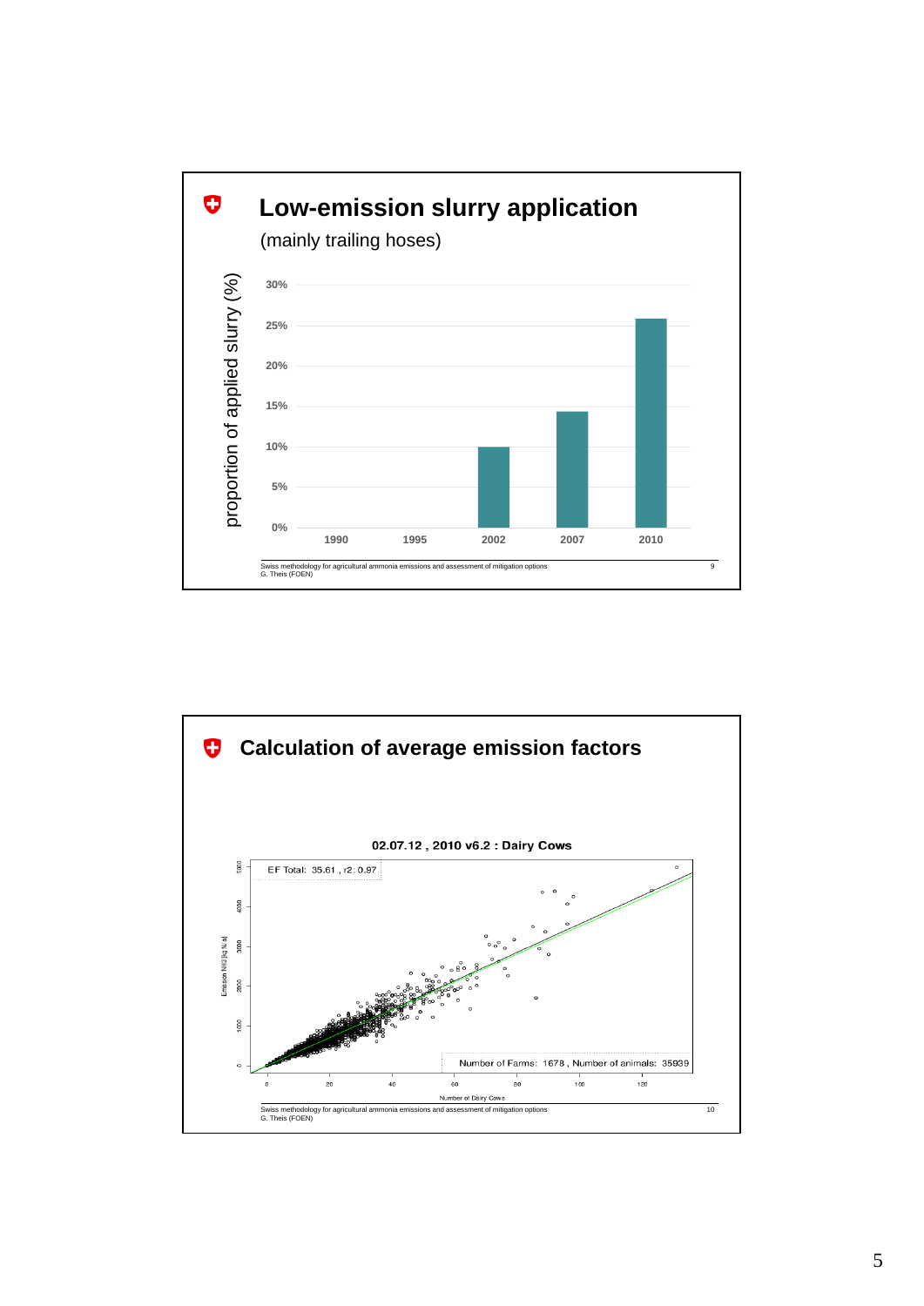# Low-emission slurry application

(mainly trailing hoses)

proportion of applied slurry (%)

| Year | Proportion |
|---|---|
| 1990 | 0% |
| 1995 | 0% |
| 2002 | 10% |
| 2007 | 14.5% |
| 2010 | 26% |

Swiss methodology for agricultural ammonia emissions and assessment of mitigation options
G. Theis (FOEN)

# Calculation of average emission factors

02.07.12 , 2010 v6.2 : Dairy Cows

EF Total: 35.61 , r2: 0.97

Number of Farms: 1678 , Number of animals: 35939

Emission NH3 [kg N/a]

Number of Dairy Cows

Swiss methodology for agricultural ammonia emissions and assessment of mitigation options
G. Theis (FOEN)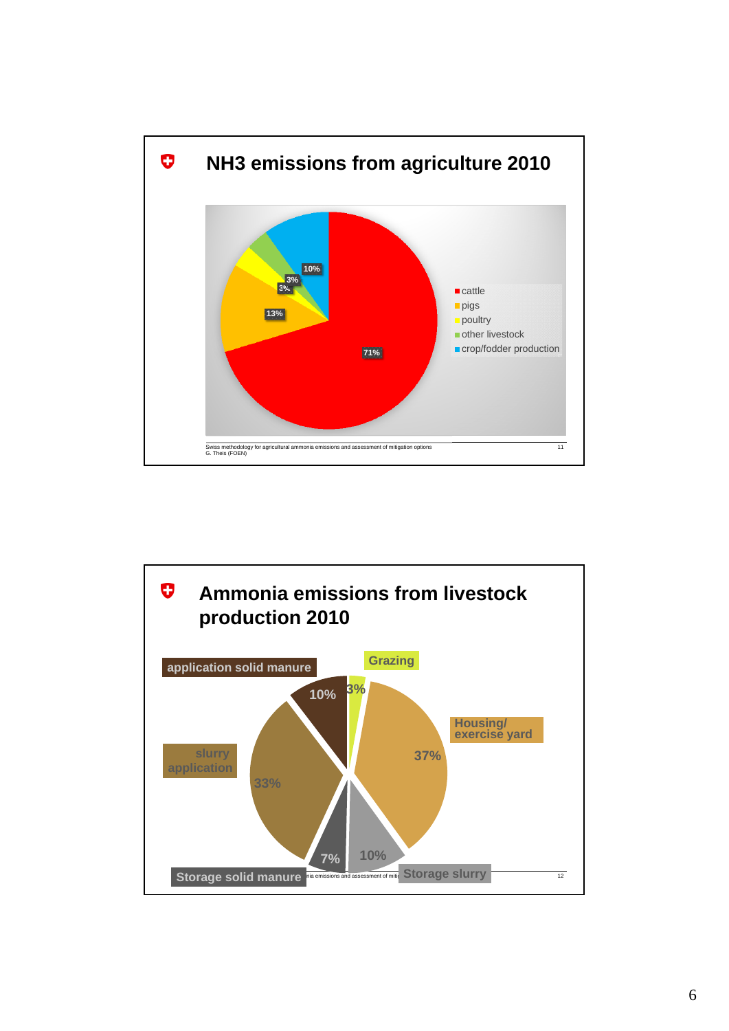# NH3 emissions from agriculture 2010

| Category | Share |
| --- | --- |
| cattle | 71% |
| pigs | 13% |
| poultry | 3% |
| other livestock | 3% |
| crop/fodder production | 10% |

Swiss methodology for agricultural ammonia emissions and assessment of mitigation options
G. Theis (FOEN)

# Ammonia emissions from livestock production 2010

| Category | Share |
| --- | --- |
| Grazing | 3% |
| Housing/ exercise yard | 37% |
| Storage slurry | 10% |
| Storage solid manure | 7% |
| slurry application | 33% |
| application solid manure | 10% |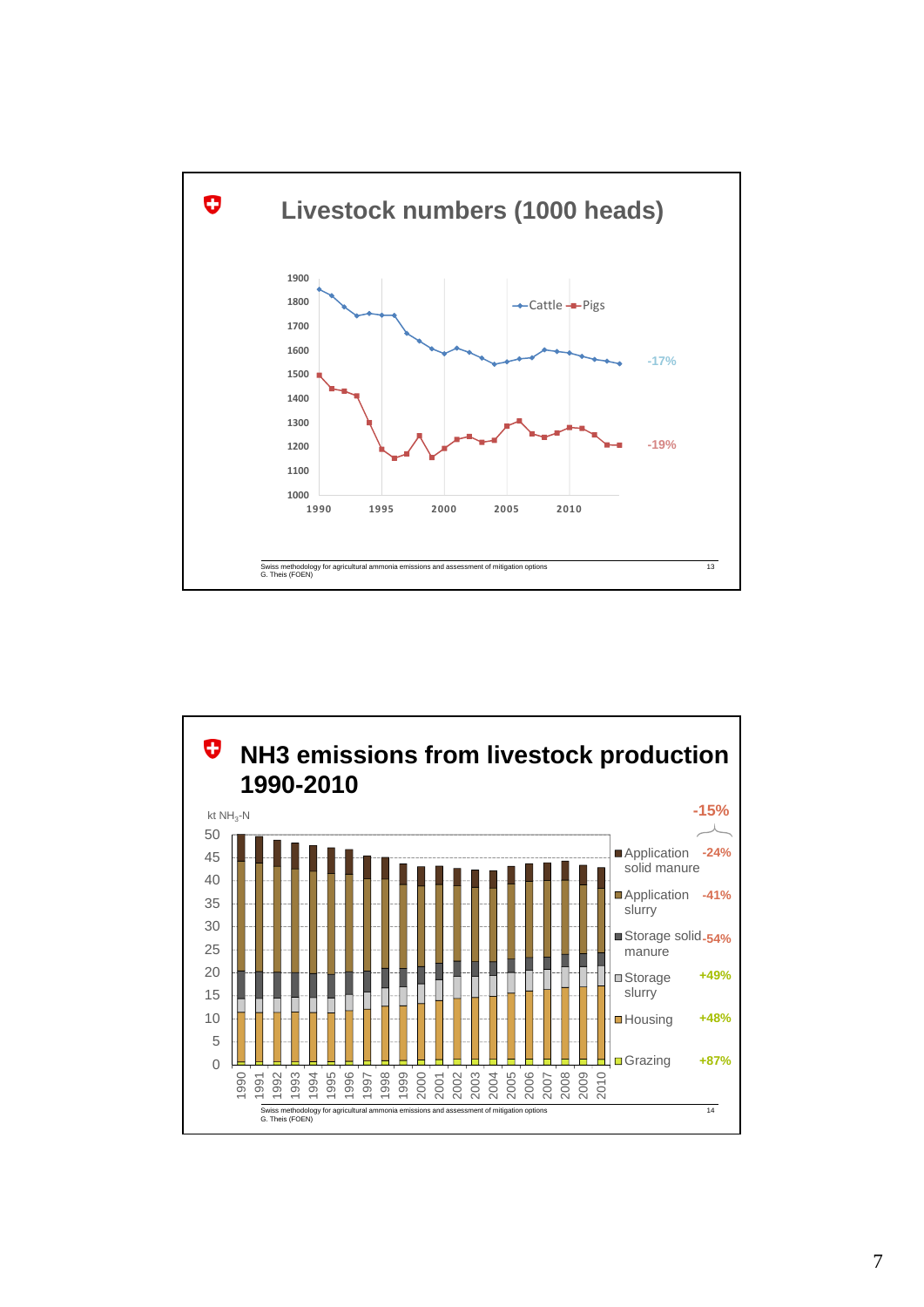# Livestock numbers (1000 heads)

Cattle: -17%

Pigs: -19%

Swiss methodology for agricultural ammonia emissions and assessment of mitigation options
G. Theis (FOEN)

# NH3 emissions from livestock production 1990-2010

kt $NH_3$-N

Total: -15%

| Source | Change |
|---|---|
| Application solid manure | -24% |
| Application slurry | -41% |
| Storage solid manure | -54% |
| Storage slurry | +49% |
| Housing | +48% |
| Grazing | +87% |

Swiss methodology for agricultural ammonia emissions and assessment of mitigation options
G. Theis (FOEN)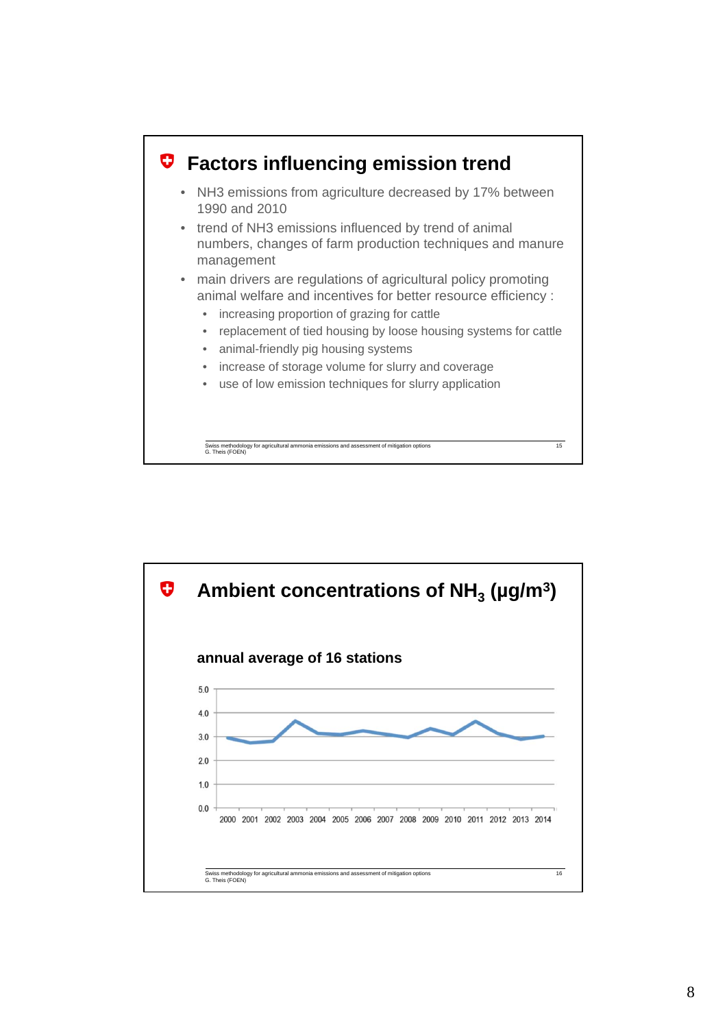## Factors influencing emission trend

- $NH_3$ emissions from agriculture decreased by 17% between 1990 and 2010
- trend of $NH_3$ emissions influenced by trend of animal numbers, changes of farm production techniques and manure management
- main drivers are regulations of agricultural policy promoting animal welfare and incentives for better resource efficiency :
  - increasing proportion of grazing for cattle
  - replacement of tied housing by loose housing systems for cattle
  - animal-friendly pig housing systems
  - increase of storage volume for slurry and coverage
  - use of low emission techniques for slurry application

Swiss methodology for agricultural ammonia emissions and assessment of mitigation options
G. Theis (FOEN)

## Ambient concentrations of $NH_3$ ($\mu g/m^3$)

**annual average of 16 stations**

5.0
4.0
3.0
2.0
1.0
0.0

2000 2001 2002 2003 2004 2005 2006 2007 2008 2009 2010 2011 2012 2013 2014

Swiss methodology for agricultural ammonia emissions and assessment of mitigation options
G. Theis (FOEN)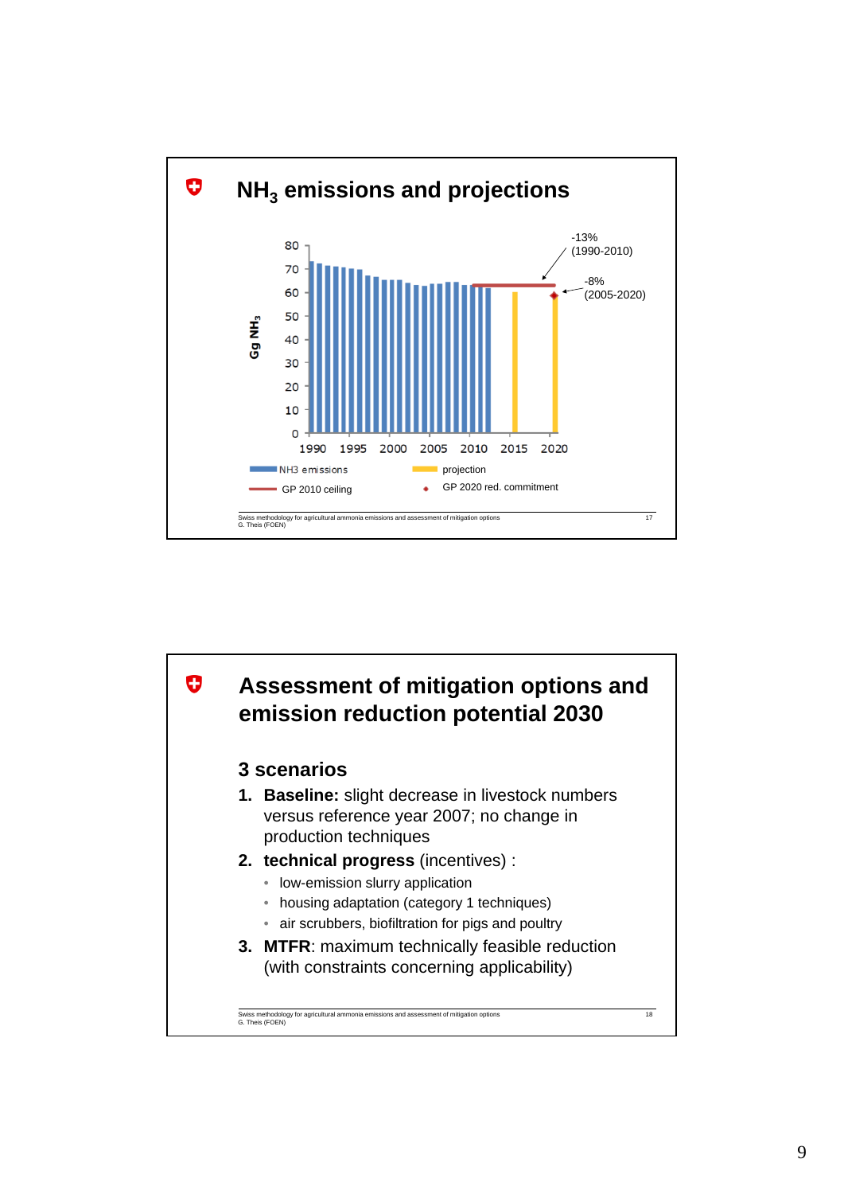## $NH_3$ emissions and projections

Gg $NH_3$

-13% (1990-2010)

-8% (2005-2020)

NH3 emissions | projection | GP 2010 ceiling | GP 2020 red. commitment

Swiss methodology for agricultural ammonia emissions and assessment of mitigation options
G. Theis (FOEN)

## Assessment of mitigation options and emission reduction potential 2030

### 3 scenarios

1. **Baseline:** slight decrease in livestock numbers versus reference year 2007; no change in production techniques
2. **technical progress** (incentives) :
   - low-emission slurry application
   - housing adaptation (category 1 techniques)
   - air scrubbers, biofiltration for pigs and poultry
3. **MTFR**: maximum technically feasible reduction (with constraints concerning applicability)

Swiss methodology for agricultural ammonia emissions and assessment of mitigation options
G. Theis (FOEN)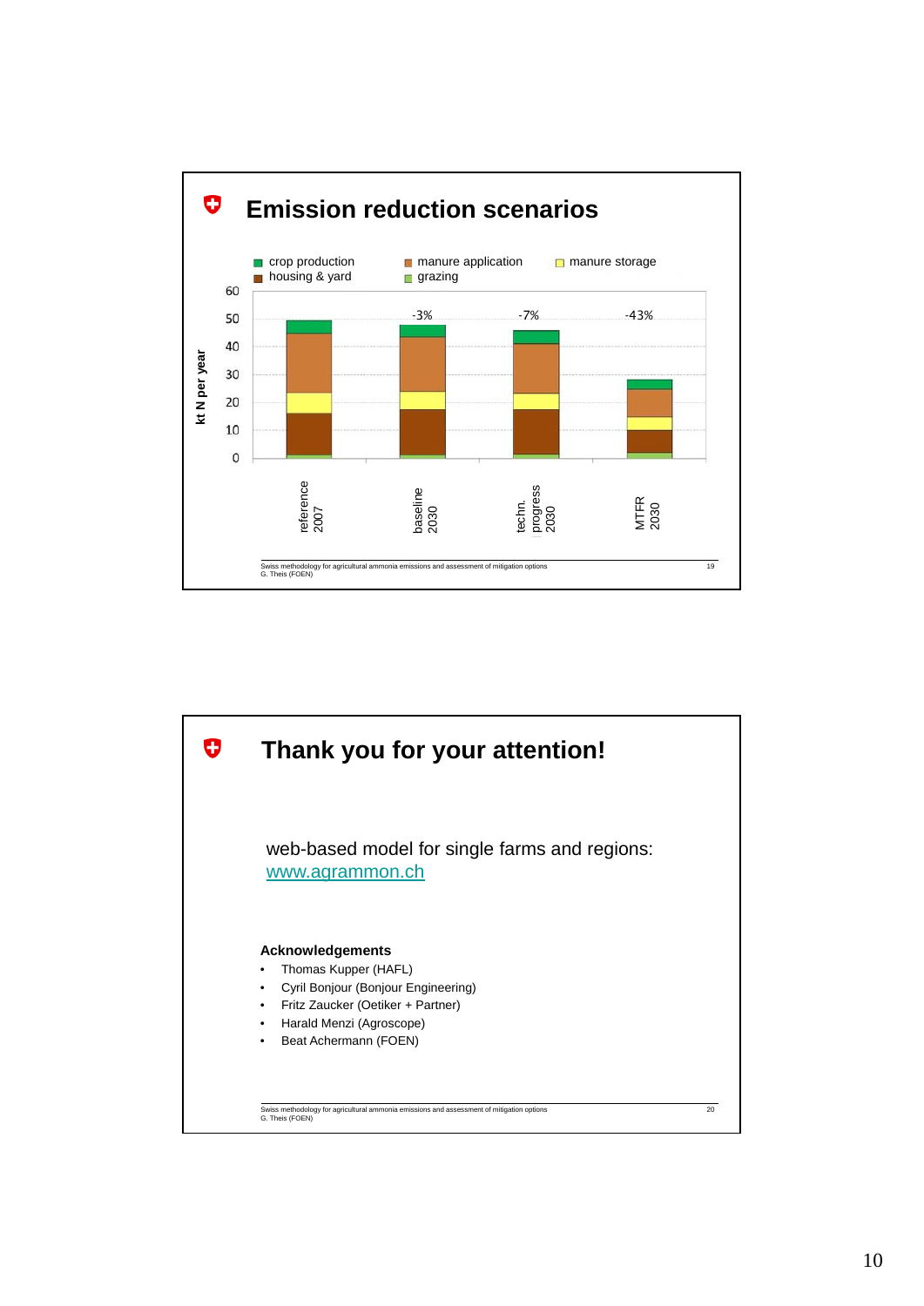## Emission reduction scenarios

crop production
housing & yard
manure application
grazing
manure storage

kt N per year

60
50
40
30
20
10
0

-3%
-7%
-43%

reference 2007
baseline 2030
techn. progress 2030
MTFR 2030

Swiss methodology for agricultural ammonia emissions and assessment of mitigation options
G. Theis (FOEN)

## Thank you for your attention!

web-based model for single farms and regions:
www.agrammon.ch

**Acknowledgements**

- Thomas Kupper (HAFL)
- Cyril Bonjour (Bonjour Engineering)
- Fritz Zaucker (Oetiker + Partner)
- Harald Menzi (Agroscope)
- Beat Achermann (FOEN)

Swiss methodology for agricultural ammonia emissions and assessment of mitigation options
G. Theis (FOEN)